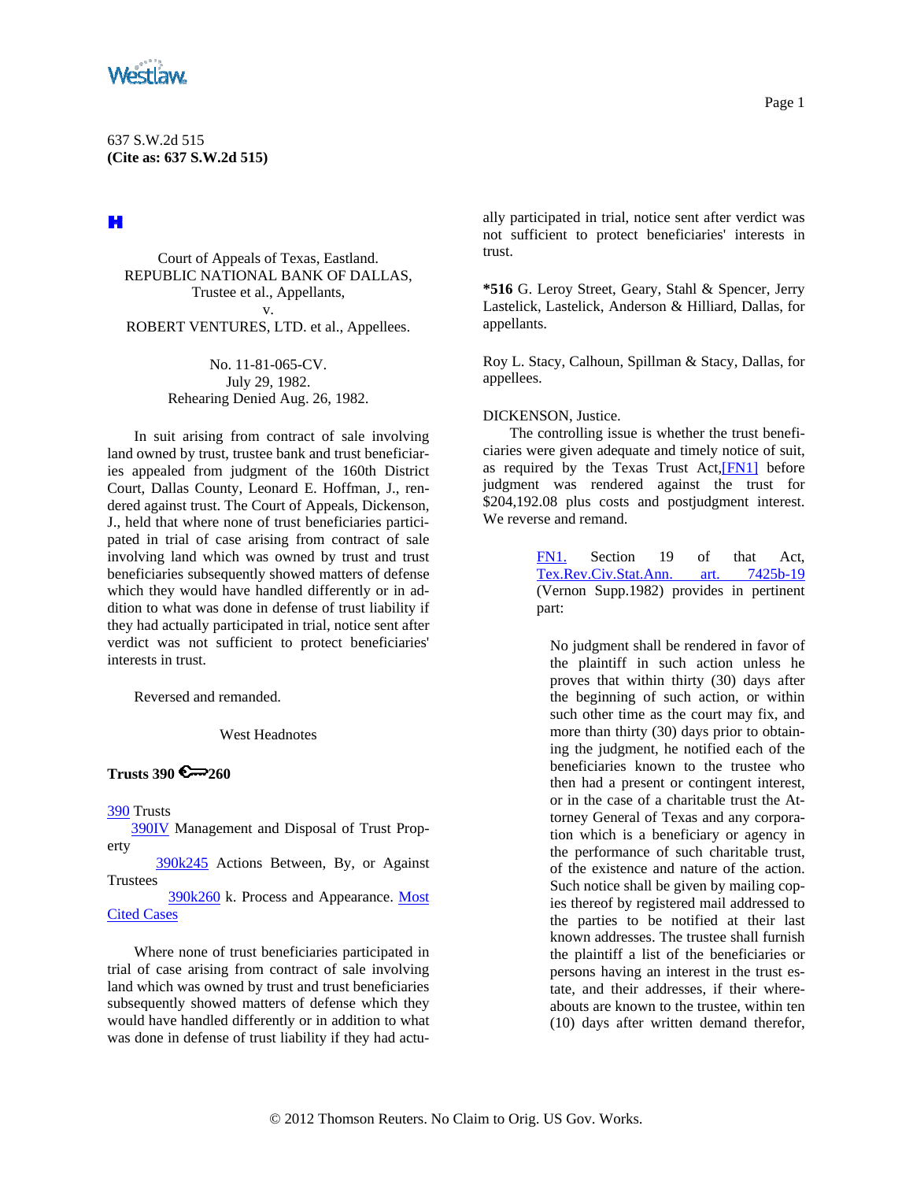637 S.W.2d 515
**(Cite as: 637 S.W.2d 515)**

Court of Appeals of Texas, Eastland.
REPUBLIC NATIONAL BANK OF DALLAS, Trustee et al., Appellants,
v.
ROBERT VENTURES, LTD. et al., Appellees.

No. 11-81-065-CV.
July 29, 1982.
Rehearing Denied Aug. 26, 1982.

In suit arising from contract of sale involving land owned by trust, trustee bank and trust beneficiaries appealed from judgment of the 160th District Court, Dallas County, Leonard E. Hoffman, J., rendered against trust. The Court of Appeals, Dickenson, J., held that where none of trust beneficiaries participated in trial of case arising from contract of sale involving land which was owned by trust and trust beneficiaries subsequently showed matters of defense which they would have handled differently or in addition to what was done in defense of trust liability if they had actually participated in trial, notice sent after verdict was not sufficient to protect beneficiaries' interests in trust.

Reversed and remanded.

West Headnotes

**Trusts 390 260**

390 Trusts
390IV Management and Disposal of Trust Property
390k245 Actions Between, By, or Against Trustees
390k260 k. Process and Appearance. Most Cited Cases

Where none of trust beneficiaries participated in trial of case arising from contract of sale involving land which was owned by trust and trust beneficiaries subsequently showed matters of defense which they would have handled differently or in addition to what was done in defense of trust liability if they had actually participated in trial, notice sent after verdict was not sufficient to protect beneficiaries' interests in trust.

**\*516** G. Leroy Street, Geary, Stahl & Spencer, Jerry Lastelick, Lastelick, Anderson & Hilliard, Dallas, for appellants.

Roy L. Stacy, Calhoun, Spillman & Stacy, Dallas, for appellees.

DICKENSON, Justice.

The controlling issue is whether the trust beneficiaries were given adequate and timely notice of suit, as required by the Texas Trust Act,[FN1] before judgment was rendered against the trust for $204,192.08 plus costs and postjudgment interest. We reverse and remand.

> FN1. Section 19 of that Act, Tex.Rev.Civ.Stat.Ann. art. 7425b-19 (Vernon Supp.1982) provides in pertinent part:
>
> No judgment shall be rendered in favor of the plaintiff in such action unless he proves that within thirty (30) days after the beginning of such action, or within such other time as the court may fix, and more than thirty (30) days prior to obtaining the judgment, he notified each of the beneficiaries known to the trustee who then had a present or contingent interest, or in the case of a charitable trust the Attorney General of Texas and any corporation which is a beneficiary or agency in the performance of such charitable trust, of the existence and nature of the action. Such notice shall be given by mailing copies thereof by registered mail addressed to the parties to be notified at their last known addresses. The trustee shall furnish the plaintiff a list of the beneficiaries or persons having an interest in the trust estate, and their addresses, if their whereabouts are known to the trustee, within ten (10) days after written demand therefor,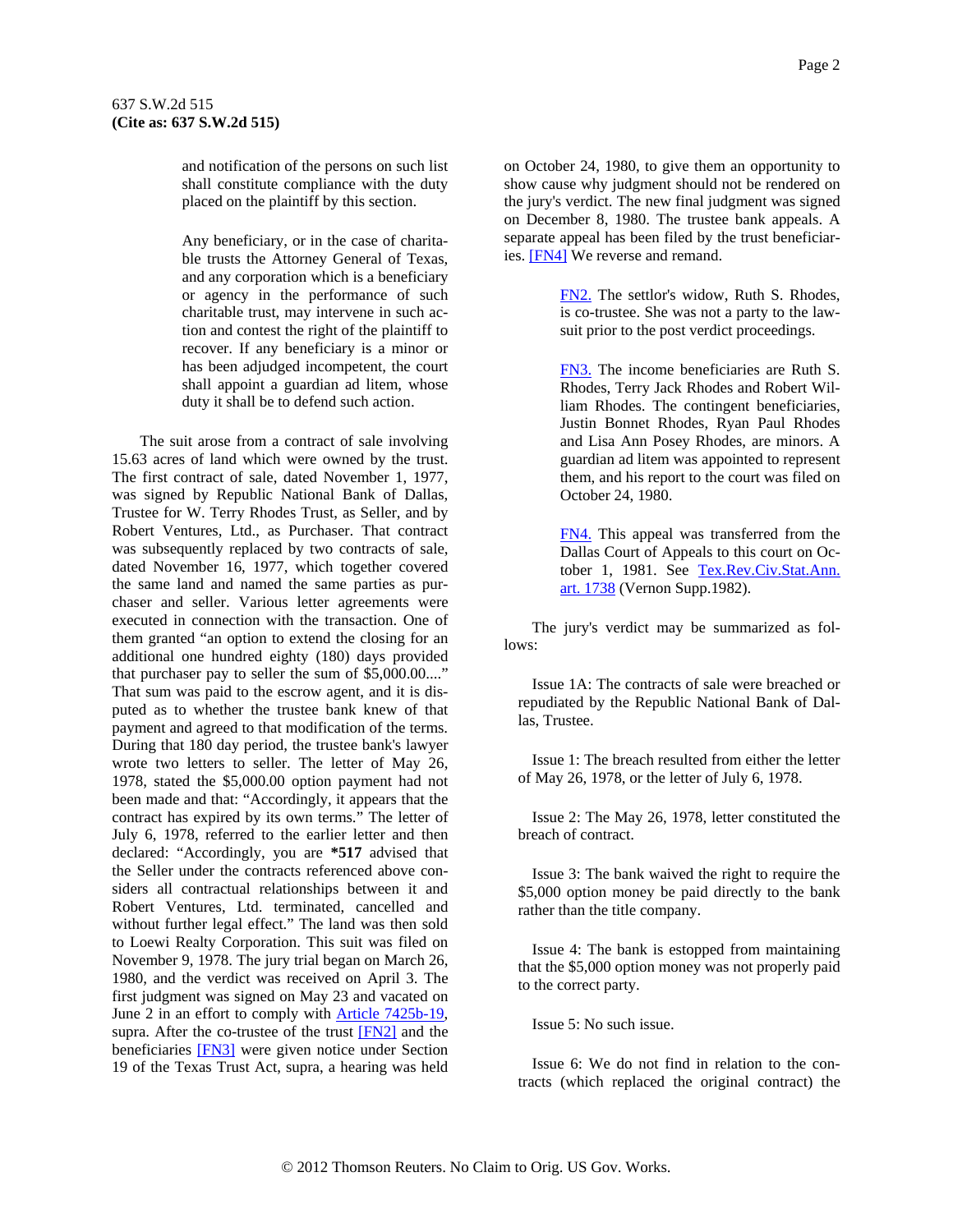and notification of the persons on such list shall constitute compliance with the duty placed on the plaintiff by this section.

> Any beneficiary, or in the case of charitable trusts the Attorney General of Texas, and any corporation which is a beneficiary or agency in the performance of such charitable trust, may intervene in such action and contest the right of the plaintiff to recover. If any beneficiary is a minor or has been adjudged incompetent, the court shall appoint a guardian ad litem, whose duty it shall be to defend such action.

The suit arose from a contract of sale involving 15.63 acres of land which were owned by the trust. The first contract of sale, dated November 1, 1977, was signed by Republic National Bank of Dallas, Trustee for W. Terry Rhodes Trust, as Seller, and by Robert Ventures, Ltd., as Purchaser. That contract was subsequently replaced by two contracts of sale, dated November 16, 1977, which together covered the same land and named the same parties as purchaser and seller. Various letter agreements were executed in connection with the transaction. One of them granted "an option to extend the closing for an additional one hundred eighty (180) days provided that purchaser pay to seller the sum of $5,000.00...." That sum was paid to the escrow agent, and it is disputed as to whether the trustee bank knew of that payment and agreed to that modification of the terms. During that 180 day period, the trustee bank's lawyer wrote two letters to seller. The letter of May 26, 1978, stated the $5,000.00 option payment had not been made and that: "Accordingly, it appears that the contract has expired by its own terms." The letter of July 6, 1978, referred to the earlier letter and then declared: "Accordingly, you are **\*517** advised that the Seller under the contracts referenced above considers all contractual relationships between it and Robert Ventures, Ltd. terminated, cancelled and without further legal effect." The land was then sold to Loewi Realty Corporation. This suit was filed on November 9, 1978. The jury trial began on March 26, 1980, and the verdict was received on April 3. The first judgment was signed on May 23 and vacated on June 2 in an effort to comply with Article 7425b-19, supra. After the co-trustee of the trust [FN2] and the beneficiaries [FN3] were given notice under Section 19 of the Texas Trust Act, supra, a hearing was held on October 24, 1980, to give them an opportunity to show cause why judgment should not be rendered on the jury's verdict. The new final judgment was signed on December 8, 1980. The trustee bank appeals. A separate appeal has been filed by the trust beneficiaries. [FN4] We reverse and remand.

> FN2. The settlor's widow, Ruth S. Rhodes, is co-trustee. She was not a party to the lawsuit prior to the post verdict proceedings.

> FN3. The income beneficiaries are Ruth S. Rhodes, Terry Jack Rhodes and Robert William Rhodes. The contingent beneficiaries, Justin Bonnet Rhodes, Ryan Paul Rhodes and Lisa Ann Posey Rhodes, are minors. A guardian ad litem was appointed to represent them, and his report to the court was filed on October 24, 1980.

> FN4. This appeal was transferred from the Dallas Court of Appeals to this court on October 1, 1981. See Tex.Rev.Civ.Stat.Ann. art. 1738 (Vernon Supp.1982).

The jury's verdict may be summarized as follows:

Issue 1A: The contracts of sale were breached or repudiated by the Republic National Bank of Dallas, Trustee.

Issue 1: The breach resulted from either the letter of May 26, 1978, or the letter of July 6, 1978.

Issue 2: The May 26, 1978, letter constituted the breach of contract.

Issue 3: The bank waived the right to require the $5,000 option money be paid directly to the bank rather than the title company.

Issue 4: The bank is estopped from maintaining that the $5,000 option money was not properly paid to the correct party.

Issue 5: No such issue.

Issue 6: We do not find in relation to the contracts (which replaced the original contract) the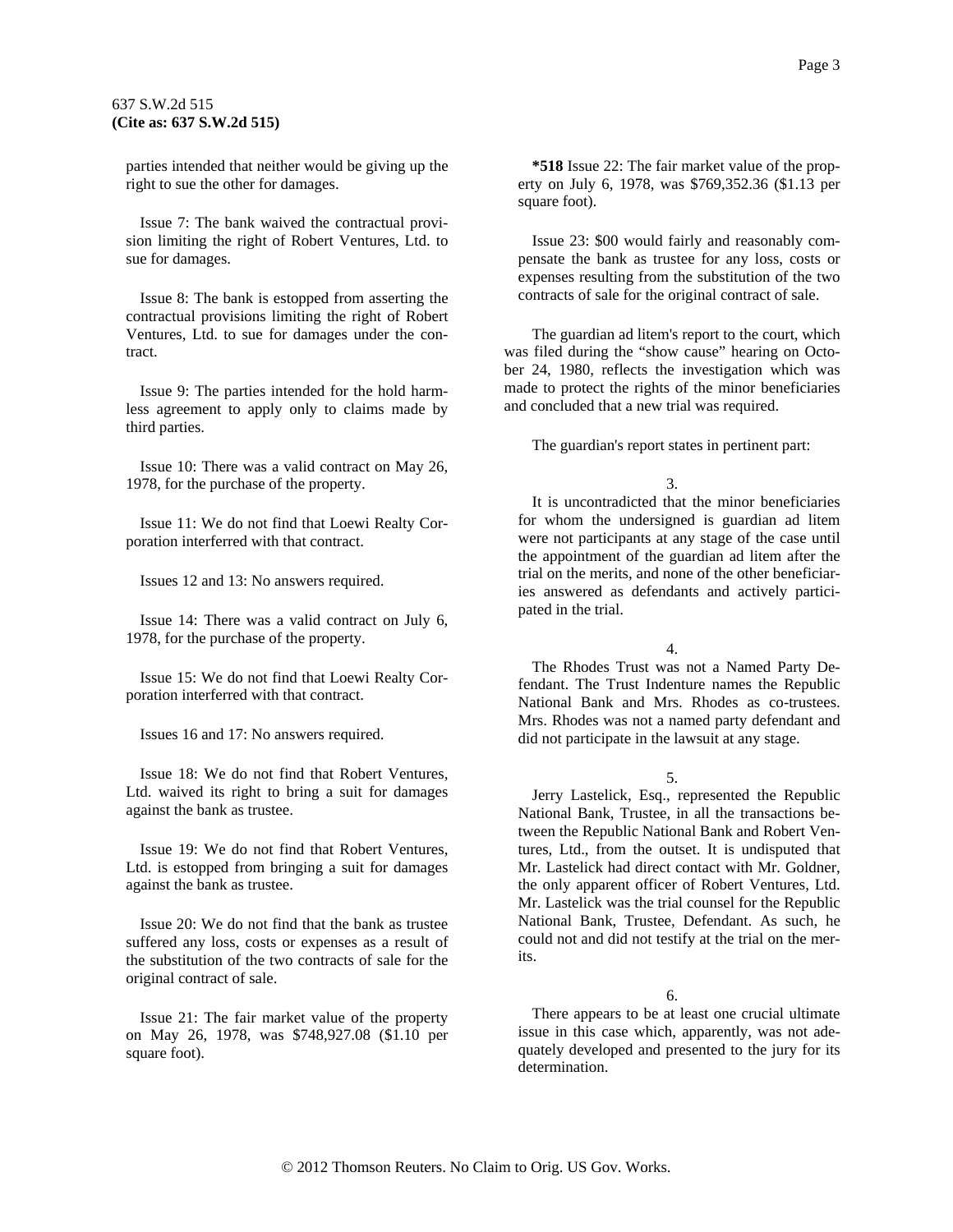parties intended that neither would be giving up the right to sue the other for damages.

Issue 7: The bank waived the contractual provision limiting the right of Robert Ventures, Ltd. to sue for damages.

Issue 8: The bank is estopped from asserting the contractual provisions limiting the right of Robert Ventures, Ltd. to sue for damages under the contract.

Issue 9: The parties intended for the hold harmless agreement to apply only to claims made by third parties.

Issue 10: There was a valid contract on May 26, 1978, for the purchase of the property.

Issue 11: We do not find that Loewi Realty Corporation interferred with that contract.

Issues 12 and 13: No answers required.

Issue 14: There was a valid contract on July 6, 1978, for the purchase of the property.

Issue 15: We do not find that Loewi Realty Corporation interferred with that contract.

Issues 16 and 17: No answers required.

Issue 18: We do not find that Robert Ventures, Ltd. waived its right to bring a suit for damages against the bank as trustee.

Issue 19: We do not find that Robert Ventures, Ltd. is estopped from bringing a suit for damages against the bank as trustee.

Issue 20: We do not find that the bank as trustee suffered any loss, costs or expenses as a result of the substitution of the two contracts of sale for the original contract of sale.

Issue 21: The fair market value of the property on May 26, 1978, was $748,927.08 ($1.10 per square foot).

**\*518** Issue 22: The fair market value of the property on July 6, 1978, was $769,352.36 ($1.13 per square foot).

Issue 23: $00 would fairly and reasonably compensate the bank as trustee for any loss, costs or expenses resulting from the substitution of the two contracts of sale for the original contract of sale.

The guardian ad litem's report to the court, which was filed during the "show cause" hearing on October 24, 1980, reflects the investigation which was made to protect the rights of the minor beneficiaries and concluded that a new trial was required.

The guardian's report states in pertinent part:

> 3.
>
> It is uncontradicted that the minor beneficiaries for whom the undersigned is guardian ad litem were not participants at any stage of the case until the appointment of the guardian ad litem after the trial on the merits, and none of the other beneficiaries answered as defendants and actively participated in the trial.
>
> 4.
>
> The Rhodes Trust was not a Named Party Defendant. The Trust Indenture names the Republic National Bank and Mrs. Rhodes as co-trustees. Mrs. Rhodes was not a named party defendant and did not participate in the lawsuit at any stage.
>
> 5.
>
> Jerry Lastelick, Esq., represented the Republic National Bank, Trustee, in all the transactions between the Republic National Bank and Robert Ventures, Ltd., from the outset. It is undisputed that Mr. Lastelick had direct contact with Mr. Goldner, the only apparent officer of Robert Ventures, Ltd. Mr. Lastelick was the trial counsel for the Republic National Bank, Trustee, Defendant. As such, he could not and did not testify at the trial on the merits.
>
> 6.
>
> There appears to be at least one crucial ultimate issue in this case which, apparently, was not adequately developed and presented to the jury for its determination.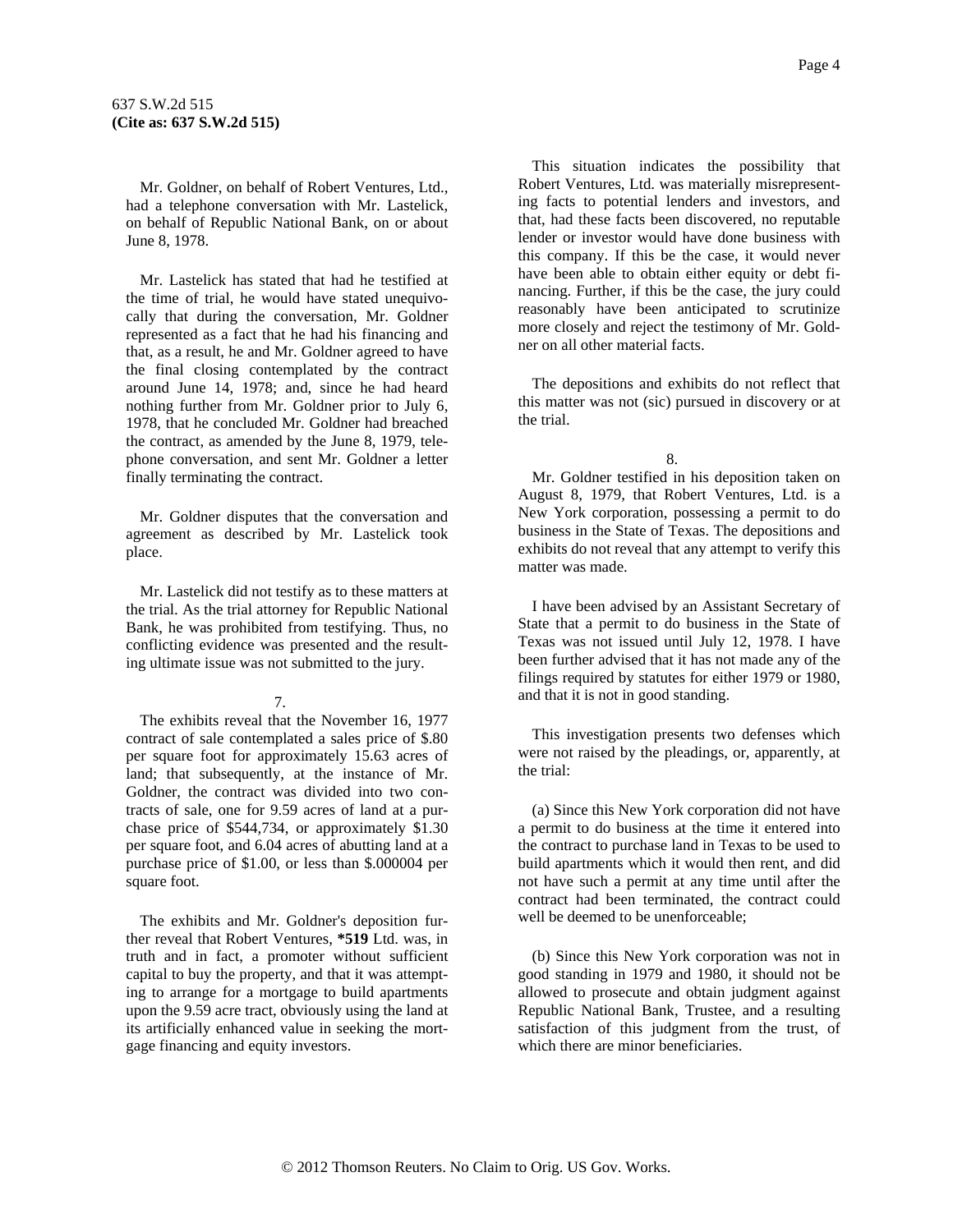Mr. Goldner, on behalf of Robert Ventures, Ltd., had a telephone conversation with Mr. Lastelick, on behalf of Republic National Bank, on or about June 8, 1978.

Mr. Lastelick has stated that had he testified at the time of trial, he would have stated unequivocally that during the conversation, Mr. Goldner represented as a fact that he had his financing and that, as a result, he and Mr. Goldner agreed to have the final closing contemplated by the contract around June 14, 1978; and, since he had heard nothing further from Mr. Goldner prior to July 6, 1978, that he concluded Mr. Goldner had breached the contract, as amended by the June 8, 1979, telephone conversation, and sent Mr. Goldner a letter finally terminating the contract.

Mr. Goldner disputes that the conversation and agreement as described by Mr. Lastelick took place.

Mr. Lastelick did not testify as to these matters at the trial. As the trial attorney for Republic National Bank, he was prohibited from testifying. Thus, no conflicting evidence was presented and the resulting ultimate issue was not submitted to the jury.

7.

The exhibits reveal that the November 16, 1977 contract of sale contemplated a sales price of $.80 per square foot for approximately 15.63 acres of land; that subsequently, at the instance of Mr. Goldner, the contract was divided into two contracts of sale, one for 9.59 acres of land at a purchase price of $544,734, or approximately $1.30 per square foot, and 6.04 acres of abutting land at a purchase price of $1.00, or less than $.000004 per square foot.

The exhibits and Mr. Goldner's deposition further reveal that Robert Ventures, **\*519** Ltd. was, in truth and in fact, a promoter without sufficient capital to buy the property, and that it was attempting to arrange for a mortgage to build apartments upon the 9.59 acre tract, obviously using the land at its artificially enhanced value in seeking the mortgage financing and equity investors.

This situation indicates the possibility that Robert Ventures, Ltd. was materially misrepresenting facts to potential lenders and investors, and that, had these facts been discovered, no reputable lender or investor would have done business with this company. If this be the case, it would never have been able to obtain either equity or debt financing. Further, if this be the case, the jury could reasonably have been anticipated to scrutinize more closely and reject the testimony of Mr. Goldner on all other material facts.

The depositions and exhibits do not reflect that this matter was not (sic) pursued in discovery or at the trial.

8.

Mr. Goldner testified in his deposition taken on August 8, 1979, that Robert Ventures, Ltd. is a New York corporation, possessing a permit to do business in the State of Texas. The depositions and exhibits do not reveal that any attempt to verify this matter was made.

I have been advised by an Assistant Secretary of State that a permit to do business in the State of Texas was not issued until July 12, 1978. I have been further advised that it has not made any of the filings required by statutes for either 1979 or 1980, and that it is not in good standing.

This investigation presents two defenses which were not raised by the pleadings, or, apparently, at the trial:

(a) Since this New York corporation did not have a permit to do business at the time it entered into the contract to purchase land in Texas to be used to build apartments which it would then rent, and did not have such a permit at any time until after the contract had been terminated, the contract could well be deemed to be unenforceable;

(b) Since this New York corporation was not in good standing in 1979 and 1980, it should not be allowed to prosecute and obtain judgment against Republic National Bank, Trustee, and a resulting satisfaction of this judgment from the trust, of which there are minor beneficiaries.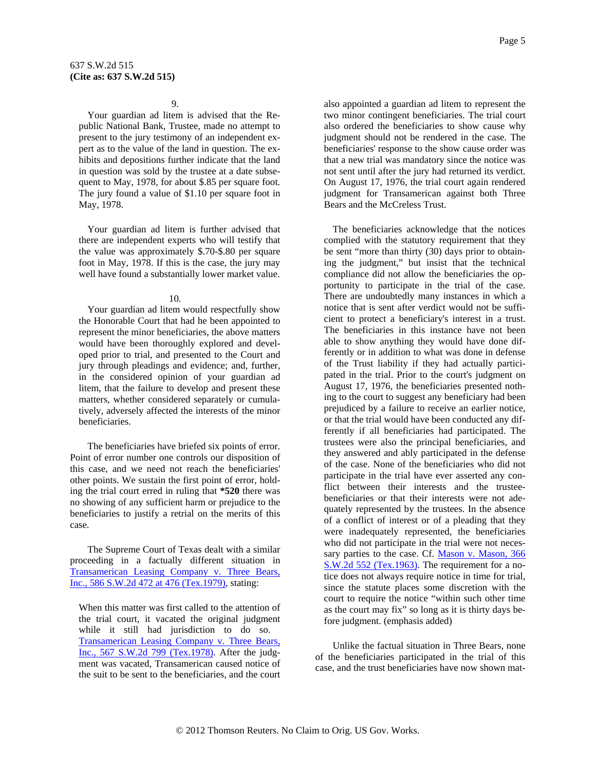9.

Your guardian ad litem is advised that the Republic National Bank, Trustee, made no attempt to present to the jury testimony of an independent expert as to the value of the land in question. The exhibits and depositions further indicate that the land in question was sold by the trustee at a date subsequent to May, 1978, for about $.85 per square foot. The jury found a value of $1.10 per square foot in May, 1978.

Your guardian ad litem is further advised that there are independent experts who will testify that the value was approximately $.70-$.80 per square foot in May, 1978. If this is the case, the jury may well have found a substantially lower market value.

10.

Your guardian ad litem would respectfully show the Honorable Court that had he been appointed to represent the minor beneficiaries, the above matters would have been thoroughly explored and developed prior to trial, and presented to the Court and jury through pleadings and evidence; and, further, in the considered opinion of your guardian ad litem, that the failure to develop and present these matters, whether considered separately or cumulatively, adversely affected the interests of the minor beneficiaries.

The beneficiaries have briefed six points of error. Point of error number one controls our disposition of this case, and we need not reach the beneficiaries' other points. We sustain the first point of error, holding the trial court erred in ruling that **\*520** there was no showing of any sufficient harm or prejudice to the beneficiaries to justify a retrial on the merits of this case.

The Supreme Court of Texas dealt with a similar proceeding in a factually different situation in Transamerican Leasing Company v. Three Bears, Inc., 586 S.W.2d 472 at 476 (Tex.1979), stating:

> When this matter was first called to the attention of the trial court, it vacated the original judgment while it still had jurisdiction to do so. Transamerican Leasing Company v. Three Bears, Inc., 567 S.W.2d 799 (Tex.1978). After the judgment was vacated, Transamerican caused notice of the suit to be sent to the beneficiaries, and the court also appointed a guardian ad litem to represent the two minor contingent beneficiaries. The trial court also ordered the beneficiaries to show cause why judgment should not be rendered in the case. The beneficiaries' response to the show cause order was that a new trial was mandatory since the notice was not sent until after the jury had returned its verdict. On August 17, 1976, the trial court again rendered judgment for Transamerican against both Three Bears and the McCreless Trust.
>
> The beneficiaries acknowledge that the notices complied with the statutory requirement that they be sent "more than thirty (30) days prior to obtaining the judgment," but insist that the technical compliance did not allow the beneficiaries the opportunity to participate in the trial of the case. There are undoubtedly many instances in which a notice that is sent after verdict would not be sufficient to protect a beneficiary's interest in a trust. The beneficiaries in this instance have not been able to show anything they would have done differently or in addition to what was done in defense of the Trust liability if they had actually participated in the trial. Prior to the court's judgment on August 17, 1976, the beneficiaries presented nothing to the court to suggest any beneficiary had been prejudiced by a failure to receive an earlier notice, or that the trial would have been conducted any differently if all beneficiaries had participated. The trustees were also the principal beneficiaries, and they answered and ably participated in the defense of the case. None of the beneficiaries who did not participate in the trial have ever asserted any conflict between their interests and the trustee-beneficiaries or that their interests were not adequately represented by the trustees. In the absence of a conflict of interest or of a pleading that they were inadequately represented, the beneficiaries who did not participate in the trial were not necessary parties to the case. Cf. Mason v. Mason, 366 S.W.2d 552 (Tex.1963). The requirement for a notice does not always require notice in time for trial, since the statute places some discretion with the court to require the notice "within such other time as the court may fix" so long as it is thirty days before judgment. (emphasis added)

Unlike the factual situation in Three Bears, none of the beneficiaries participated in the trial of this case, and the trust beneficiaries have now shown mat-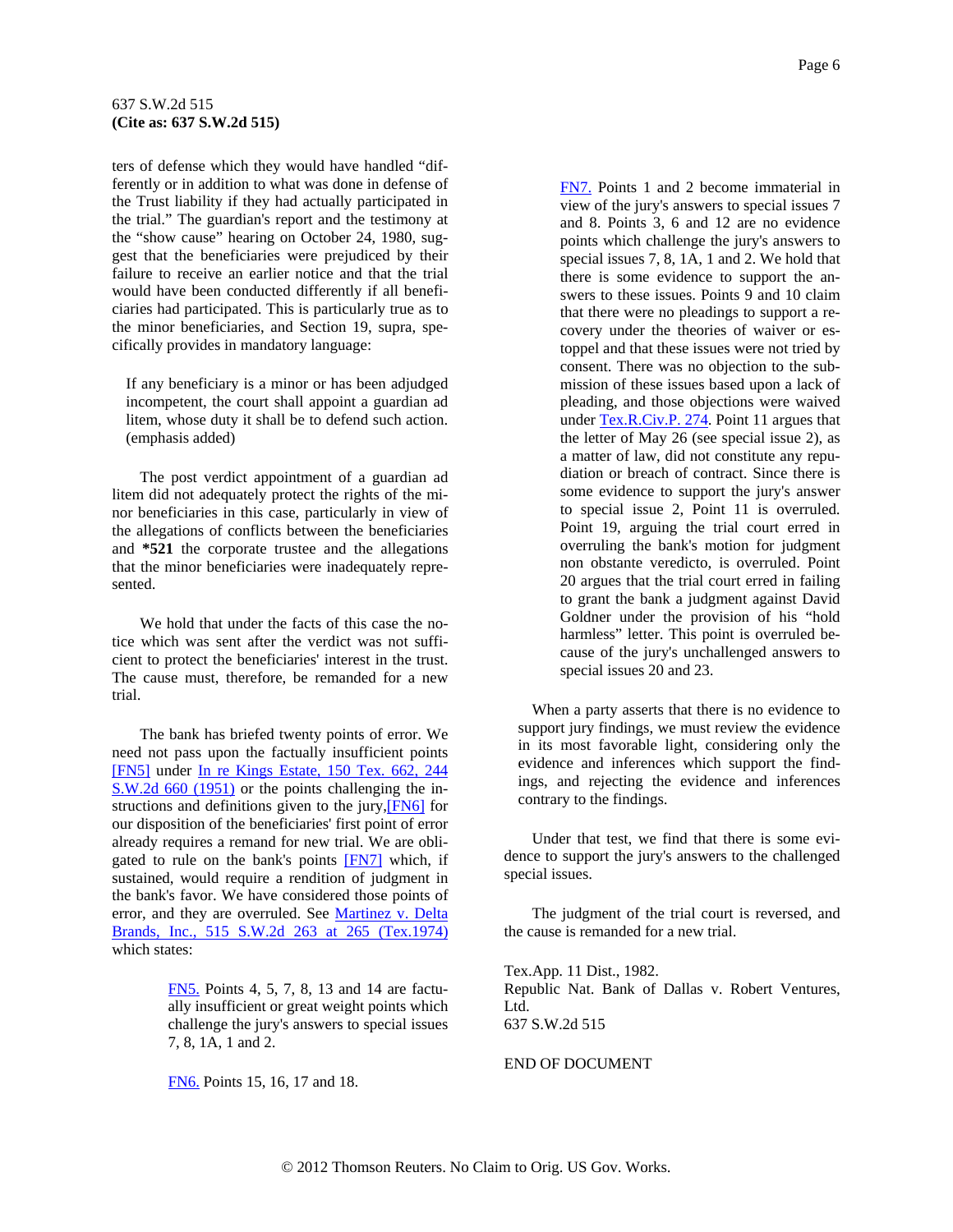ters of defense which they would have handled "differently or in addition to what was done in defense of the Trust liability if they had actually participated in the trial." The guardian's report and the testimony at the "show cause" hearing on October 24, 1980, suggest that the beneficiaries were prejudiced by their failure to receive an earlier notice and that the trial would have been conducted differently if all beneficiaries had participated. This is particularly true as to the minor beneficiaries, and Section 19, supra, specifically provides in mandatory language:

> If any beneficiary is a minor or has been adjudged incompetent, the court shall appoint a guardian ad litem, whose duty it shall be to defend such action. (emphasis added)

The post verdict appointment of a guardian ad litem did not adequately protect the rights of the minor beneficiaries in this case, particularly in view of the allegations of conflicts between the beneficiaries and **\*521** the corporate trustee and the allegations that the minor beneficiaries were inadequately represented.

We hold that under the facts of this case the notice which was sent after the verdict was not sufficient to protect the beneficiaries' interest in the trust. The cause must, therefore, be remanded for a new trial.

The bank has briefed twenty points of error. We need not pass upon the factually insufficient points [FN5] under In re Kings Estate, 150 Tex. 662, 244 S.W.2d 660 (1951) or the points challenging the instructions and definitions given to the jury,[FN6] for our disposition of the beneficiaries' first point of error already requires a remand for new trial. We are obligated to rule on the bank's points [FN7] which, if sustained, would require a rendition of judgment in the bank's favor. We have considered those points of error, and they are overruled. See Martinez v. Delta Brands, Inc., 515 S.W.2d 263 at 265 (Tex.1974) which states:

> FN5. Points 4, 5, 7, 8, 13 and 14 are factually insufficient or great weight points which challenge the jury's answers to special issues 7, 8, 1A, 1 and 2.
>
> FN6. Points 15, 16, 17 and 18.
>
> FN7. Points 1 and 2 become immaterial in view of the jury's answers to special issues 7 and 8. Points 3, 6 and 12 are no evidence points which challenge the jury's answers to special issues 7, 8, 1A, 1 and 2. We hold that there is some evidence to support the answers to these issues. Points 9 and 10 claim that there were no pleadings to support a recovery under the theories of waiver or estoppel and that these issues were not tried by consent. There was no objection to the submission of these issues based upon a lack of pleading, and those objections were waived under Tex.R.Civ.P. 274. Point 11 argues that the letter of May 26 (see special issue 2), as a matter of law, did not constitute any repudiation or breach of contract. Since there is some evidence to support the jury's answer to special issue 2, Point 11 is overruled. Point 19, arguing the trial court erred in overruling the bank's motion for judgment non obstante veredicto, is overruled. Point 20 argues that the trial court erred in failing to grant the bank a judgment against David Goldner under the provision of his "hold harmless" letter. This point is overruled because of the jury's unchallenged answers to special issues 20 and 23.

> When a party asserts that there is no evidence to support jury findings, we must review the evidence in its most favorable light, considering only the evidence and inferences which support the findings, and rejecting the evidence and inferences contrary to the findings.

Under that test, we find that there is some evidence to support the jury's answers to the challenged special issues.

The judgment of the trial court is reversed, and the cause is remanded for a new trial.

Tex.App. 11 Dist., 1982.
Republic Nat. Bank of Dallas v. Robert Ventures, Ltd.
637 S.W.2d 515

END OF DOCUMENT